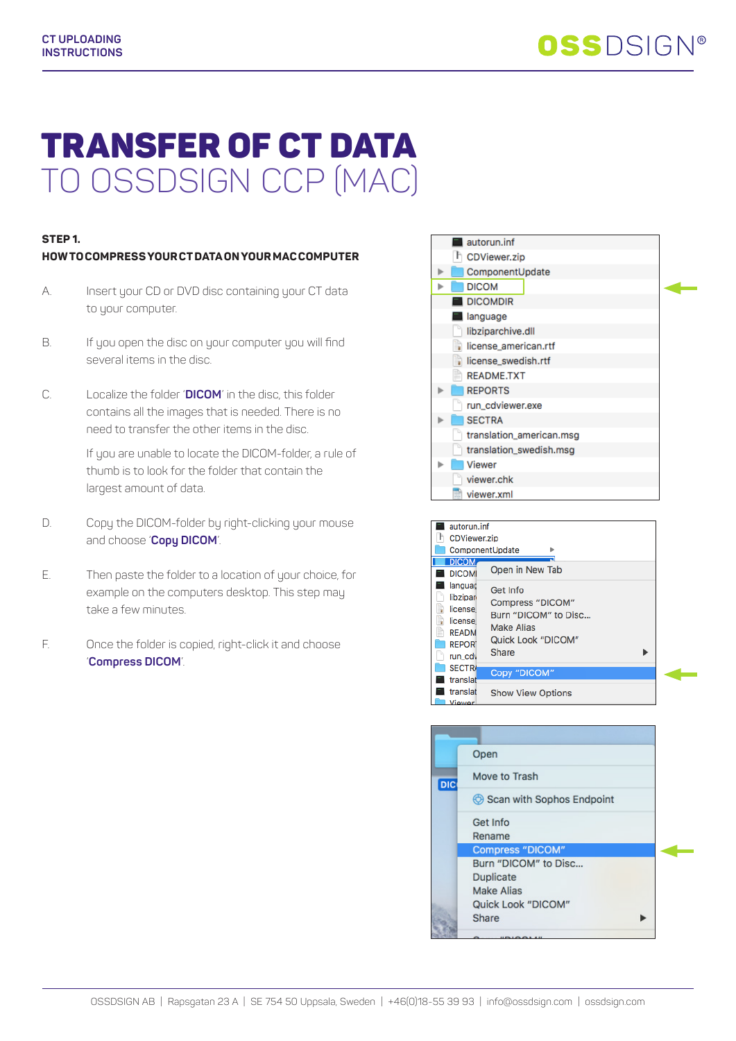# TRANSFER OF CT DATA TO OSSDSIGN CCP (MAC)

**STEP 1.**

**HOW TO COMPRESS YOUR CT DATA ON YOUR MAC COMPUTER**

A. Insert your CD or DVD disc containing your CT data to your computer.

B. If you open the disc on your computer you will find several items in the disc.

C. Localize the folder '**DICOM**' in the disc, this folder contains all the images that is needed. There is no need to transfer the other items in the disc.

If you are unable to locate the DICOM-folder, a rule of thumb is to look for the folder that contain the largest amount of data.

D. Copy the DICOM-folder by right-clicking your mouse and choose '**Copy DICOM**'.

E. Then paste the folder to a location of your choice, for example on the computers desktop. This step may take a few minutes.

F. Once the folder is copied, right-click it and choose '**Compress DICOM**'.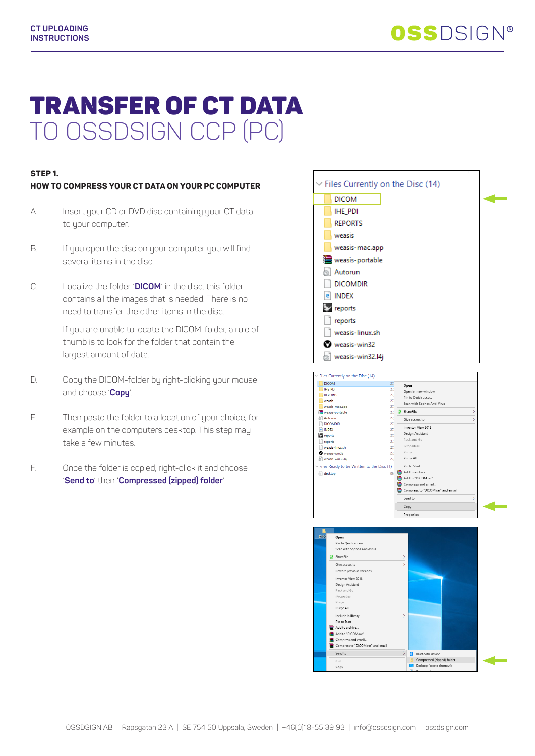# TRANSFER OF CT DATA
## TO OSSDSIGN CCP (PC)

**STEP 1.**
**HOW TO COMPRESS YOUR CT DATA ON YOUR PC COMPUTER**

A. Insert your CD or DVD disc containing your CT data to your computer.

B. If you open the disc on your computer you will find several items in the disc.

C. Localize the folder '**DICOM**' in the disc, this folder contains all the images that is needed. There is no need to transfer the other items in the disc.

If you are unable to locate the DICOM-folder, a rule of thumb is to look for the folder that contain the largest amount of data.

D. Copy the DICOM-folder by right-clicking your mouse and choose '**Copy**'.

E. Then paste the folder to a location of your choice, for example on the computers desktop. This step may take a few minutes.

F. Once the folder is copied, right-click it and choose '**Send to**' then '**Compressed (zipped) folder**'.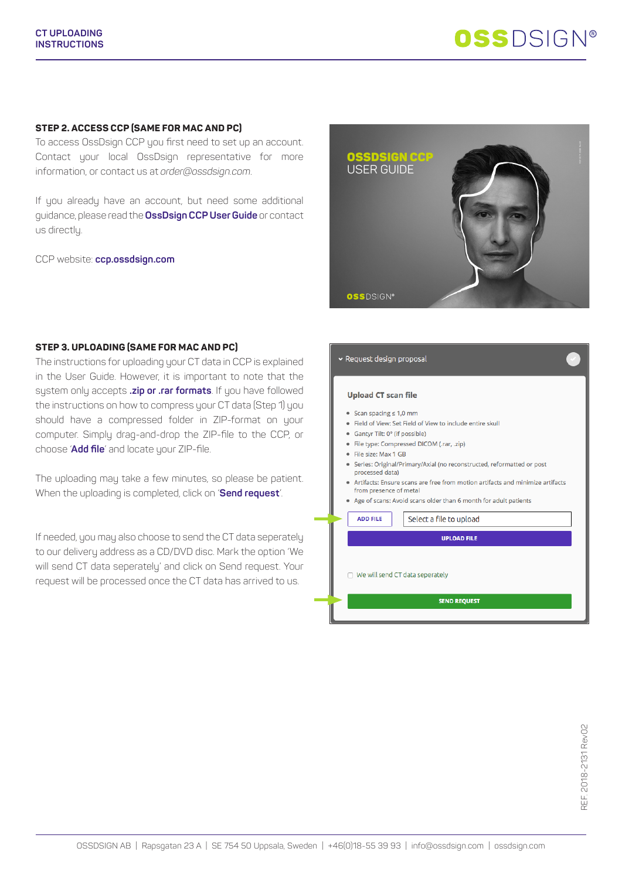## STEP 2. ACCESS CCP (SAME FOR MAC AND PC)

To access OssDsign CCP you first need to set up an account. Contact your local OssDsign representative for more information, or contact us at *order@ossdsign.com*.

If you already have an account, but need some additional guidance, please read the **OssDsign CCP User Guide** or contact us directly.

CCP website: **ccp.ossdsign.com**

## STEP 3. UPLOADING (SAME FOR MAC AND PC)

The instructions for uploading your CT data in CCP is explained in the User Guide. However, it is important to note that the system only accepts **.zip or .rar formats**. If you have followed the instructions on how to compress your CT data (Step 1) you should have a compressed folder in ZIP-format on your computer. Simply drag-and-drop the ZIP-file to the CCP, or choose '**Add file**' and locate your ZIP-file.

The uploading may take a few minutes, so please be patient. When the uploading is completed, click on '**Send request**'.

If needed, you may also choose to send the CT data seperately to our delivery address as a CD/DVD disc. Mark the option 'We will send CT data seperately' and click on Send request. Your request will be processed once the CT data has arrived to us.

REF 2018-2131 Rev02

OSSDSIGN AB | Rapsgatan 23 A | SE 754 50 Uppsala, Sweden | +46(0)18-55 39 93 | info@ossdsign.com | ossdsign.com